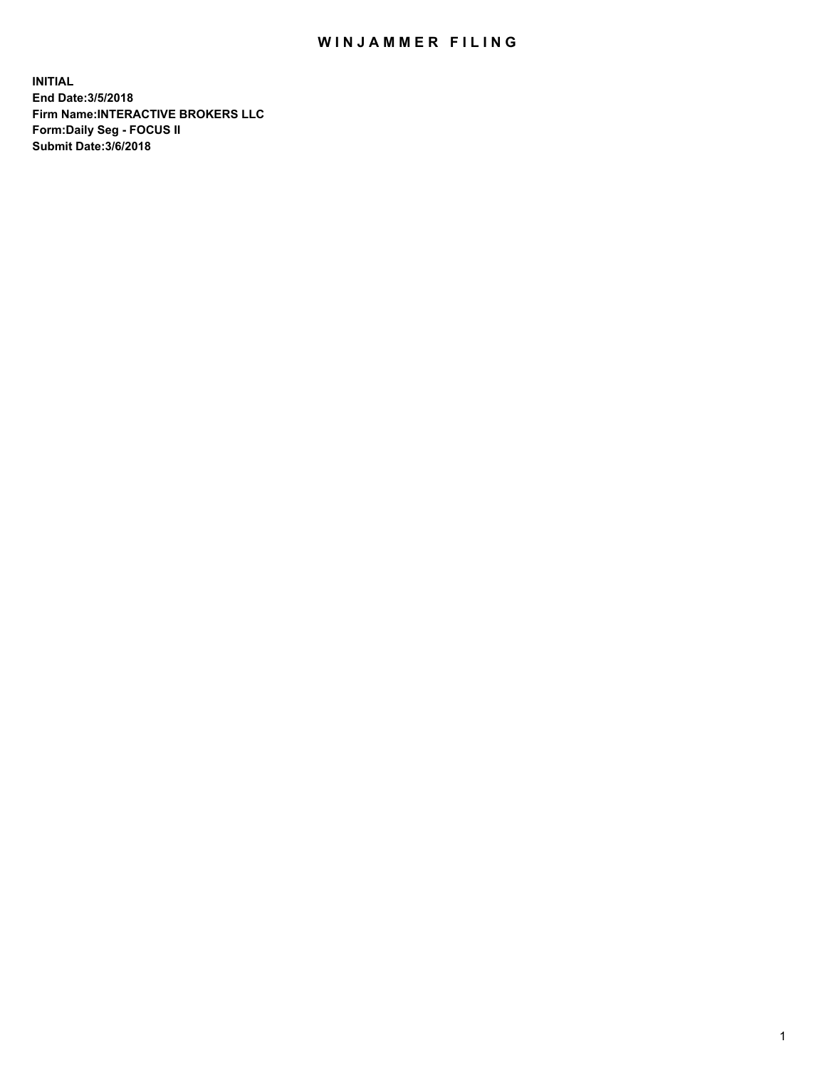# WINJAMMER FILING

**INITIAL**
**End Date:3/5/2018**
**Firm Name:INTERACTIVE BROKERS LLC**
**Form:Daily Seg - FOCUS II**
**Submit Date:3/6/2018**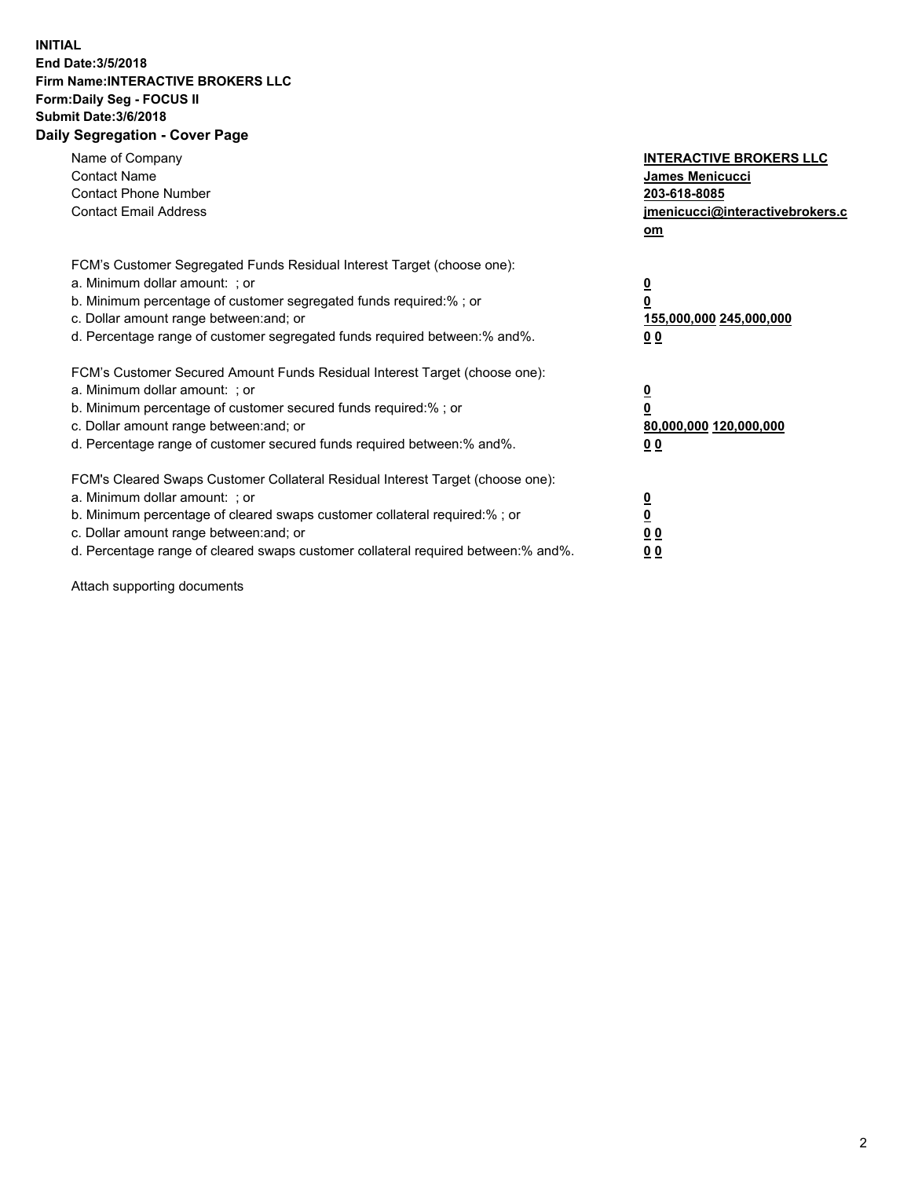**INITIAL**
**End Date:3/5/2018**
**Firm Name:INTERACTIVE BROKERS LLC**
**Form:Daily Seg - FOCUS II**
**Submit Date:3/6/2018**

## Daily Segregation - Cover Page

| | |
|---|---|
| Name of Company | **INTERACTIVE BROKERS LLC** |
| Contact Name | **James Menicucci** |
| Contact Phone Number | **203-618-8085** |
| Contact Email Address | **jmenicucci@interactivebrokers.com** |

FCM's Customer Segregated Funds Residual Interest Target (choose one):

| | |
|---|---|
| a. Minimum dollar amount: ; or | **0** |
| b. Minimum percentage of customer segregated funds required:% ; or | **0** |
| c. Dollar amount range between:and; or | **155,000,000 245,000,000** |
| d. Percentage range of customer segregated funds required between:% and%. | **0 0** |

FCM's Customer Secured Amount Funds Residual Interest Target (choose one):

| | |
|---|---|
| a. Minimum dollar amount: ; or | **0** |
| b. Minimum percentage of customer secured funds required:% ; or | **0** |
| c. Dollar amount range between:and; or | **80,000,000 120,000,000** |
| d. Percentage range of customer secured funds required between:% and%. | **0 0** |

FCM's Cleared Swaps Customer Collateral Residual Interest Target (choose one):

| | |
|---|---|
| a. Minimum dollar amount: ; or | **0** |
| b. Minimum percentage of cleared swaps customer collateral required:% ; or | **0** |
| c. Dollar amount range between:and; or | **0 0** |
| d. Percentage range of cleared swaps customer collateral required between:% and%. | **0 0** |

Attach supporting documents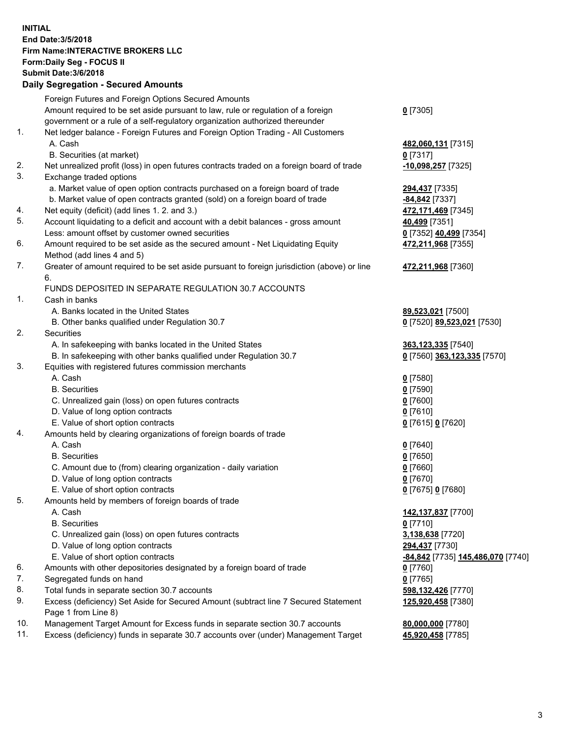**INITIAL**
**End Date:3/5/2018**
**Firm Name:INTERACTIVE BROKERS LLC**
**Form:Daily Seg - FOCUS II**
**Submit Date:3/6/2018**

## Daily Segregation - Secured Amounts

| | | |
|---|---|---|
| | Foreign Futures and Foreign Options Secured Amounts | |
| | Amount required to be set aside pursuant to law, rule or regulation of a foreign government or a rule of a self-regulatory organization authorized thereunder | **0** [7305] |
| 1. | Net ledger balance - Foreign Futures and Foreign Option Trading - All Customers | |
| | A. Cash | **482,060,131** [7315] |
| | B. Securities (at market) | **0** [7317] |
| 2. | Net unrealized profit (loss) in open futures contracts traded on a foreign board of trade | **-10,098,257** [7325] |
| 3. | Exchange traded options | |
| | a. Market value of open option contracts purchased on a foreign board of trade | **294,437** [7335] |
| | b. Market value of open contracts granted (sold) on a foreign board of trade | **-84,842** [7337] |
| 4. | Net equity (deficit) (add lines 1. 2. and 3.) | **472,171,469** [7345] |
| 5. | Account liquidating to a deficit and account with a debit balances - gross amount | **40,499** [7351] |
| | Less: amount offset by customer owned securities | **0** [7352] **40,499** [7354] |
| 6. | Amount required to be set aside as the secured amount - Net Liquidating Equity Method (add lines 4 and 5) | **472,211,968** [7355] |
| 7. | Greater of amount required to be set aside pursuant to foreign jurisdiction (above) or line 6. | **472,211,968** [7360] |
| | FUNDS DEPOSITED IN SEPARATE REGULATION 30.7 ACCOUNTS | |
| 1. | Cash in banks | |
| | A. Banks located in the United States | **89,523,021** [7500] |
| | B. Other banks qualified under Regulation 30.7 | **0** [7520] **89,523,021** [7530] |
| 2. | Securities | |
| | A. In safekeeping with banks located in the United States | **363,123,335** [7540] |
| | B. In safekeeping with other banks qualified under Regulation 30.7 | **0** [7560] **363,123,335** [7570] |
| 3. | Equities with registered futures commission merchants | |
| | A. Cash | **0** [7580] |
| | B. Securities | **0** [7590] |
| | C. Unrealized gain (loss) on open futures contracts | **0** [7600] |
| | D. Value of long option contracts | **0** [7610] |
| | E. Value of short option contracts | **0** [7615] **0** [7620] |
| 4. | Amounts held by clearing organizations of foreign boards of trade | |
| | A. Cash | **0** [7640] |
| | B. Securities | **0** [7650] |
| | C. Amount due to (from) clearing organization - daily variation | **0** [7660] |
| | D. Value of long option contracts | **0** [7670] |
| | E. Value of short option contracts | **0** [7675] **0** [7680] |
| 5. | Amounts held by members of foreign boards of trade | |
| | A. Cash | **142,137,837** [7700] |
| | B. Securities | **0** [7710] |
| | C. Unrealized gain (loss) on open futures contracts | **3,138,638** [7720] |
| | D. Value of long option contracts | **294,437** [7730] |
| | E. Value of short option contracts | **-84,842** [7735] **145,486,070** [7740] |
| 6. | Amounts with other depositories designated by a foreign board of trade | **0** [7760] |
| 7. | Segregated funds on hand | **0** [7765] |
| 8. | Total funds in separate section 30.7 accounts | **598,132,426** [7770] |
| 9. | Excess (deficiency) Set Aside for Secured Amount (subtract line 7 Secured Statement Page 1 from Line 8) | **125,920,458** [7380] |
| 10. | Management Target Amount for Excess funds in separate section 30.7 accounts | **80,000,000** [7780] |
| 11. | Excess (deficiency) funds in separate 30.7 accounts over (under) Management Target | **45,920,458** [7785] |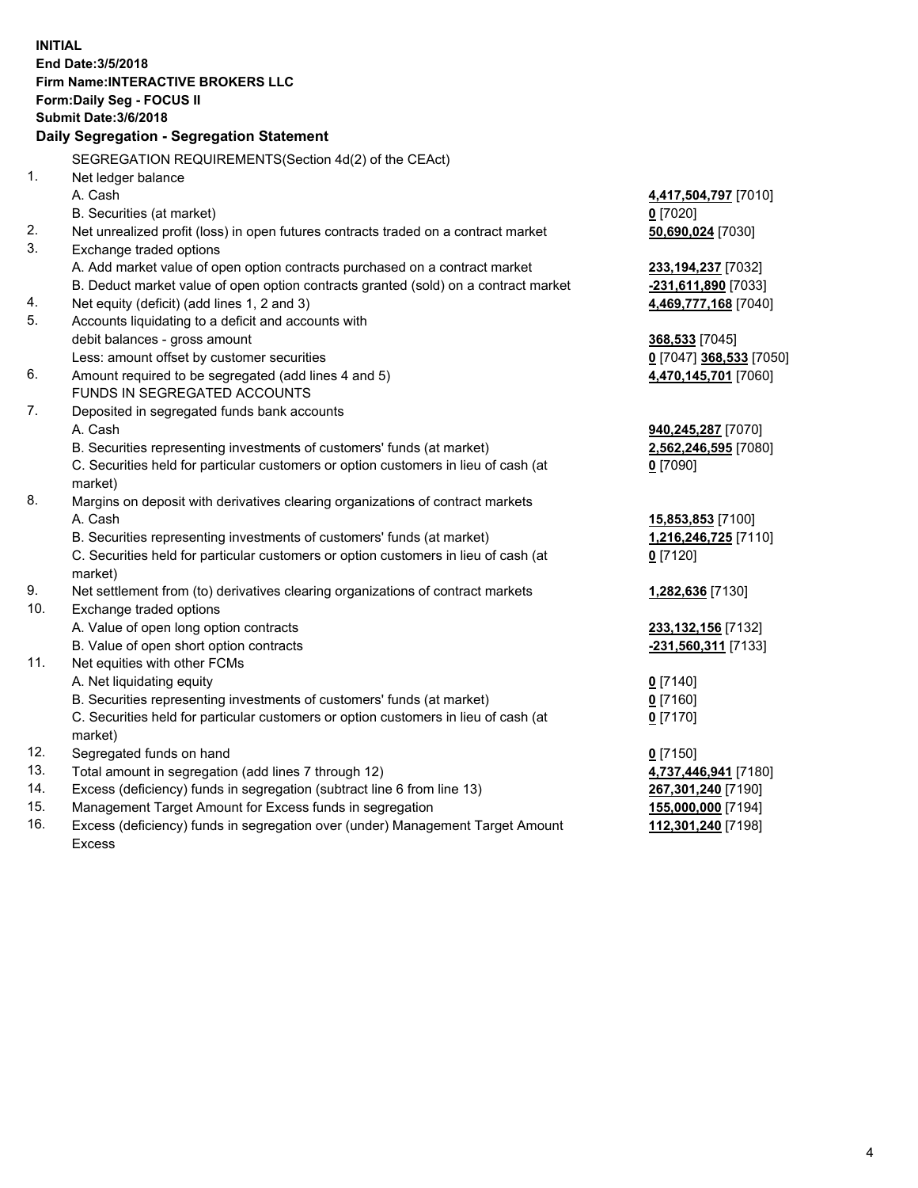**INITIAL**
**End Date:3/5/2018**
**Firm Name:INTERACTIVE BROKERS LLC**
**Form:Daily Seg - FOCUS II**
**Submit Date:3/6/2018**

## Daily Segregation - Segregation Statement

SEGREGATION REQUIREMENTS(Section 4d(2) of the CEAct)

| | | |
|---|---|---|
| 1. | Net ledger balance | |
| | A. Cash | **4,417,504,797** [7010] |
| | B. Securities (at market) | **0** [7020] |
| 2. | Net unrealized profit (loss) in open futures contracts traded on a contract market | **50,690,024** [7030] |
| 3. | Exchange traded options | |
| | A. Add market value of open option contracts purchased on a contract market | **233,194,237** [7032] |
| | B. Deduct market value of open option contracts granted (sold) on a contract market | **-231,611,890** [7033] |
| 4. | Net equity (deficit) (add lines 1, 2 and 3) | **4,469,777,168** [7040] |
| 5. | Accounts liquidating to a deficit and accounts with debit balances - gross amount | **368,533** [7045] |
| | Less: amount offset by customer securities | **0** [7047] **368,533** [7050] |
| 6. | Amount required to be segregated (add lines 4 and 5) | **4,470,145,701** [7060] |
| | FUNDS IN SEGREGATED ACCOUNTS | |
| 7. | Deposited in segregated funds bank accounts | |
| | A. Cash | **940,245,287** [7070] |
| | B. Securities representing investments of customers' funds (at market) | **2,562,246,595** [7080] |
| | C. Securities held for particular customers or option customers in lieu of cash (at market) | **0** [7090] |
| 8. | Margins on deposit with derivatives clearing organizations of contract markets | |
| | A. Cash | **15,853,853** [7100] |
| | B. Securities representing investments of customers' funds (at market) | **1,216,246,725** [7110] |
| | C. Securities held for particular customers or option customers in lieu of cash (at market) | **0** [7120] |
| 9. | Net settlement from (to) derivatives clearing organizations of contract markets | **1,282,636** [7130] |
| 10. | Exchange traded options | |
| | A. Value of open long option contracts | **233,132,156** [7132] |
| | B. Value of open short option contracts | **-231,560,311** [7133] |
| 11. | Net equities with other FCMs | |
| | A. Net liquidating equity | **0** [7140] |
| | B. Securities representing investments of customers' funds (at market) | **0** [7160] |
| | C. Securities held for particular customers or option customers in lieu of cash (at market) | **0** [7170] |
| 12. | Segregated funds on hand | **0** [7150] |
| 13. | Total amount in segregation (add lines 7 through 12) | **4,737,446,941** [7180] |
| 14. | Excess (deficiency) funds in segregation (subtract line 6 from line 13) | **267,301,240** [7190] |
| 15. | Management Target Amount for Excess funds in segregation | **155,000,000** [7194] |
| 16. | Excess (deficiency) funds in segregation over (under) Management Target Amount Excess | **112,301,240** [7198] |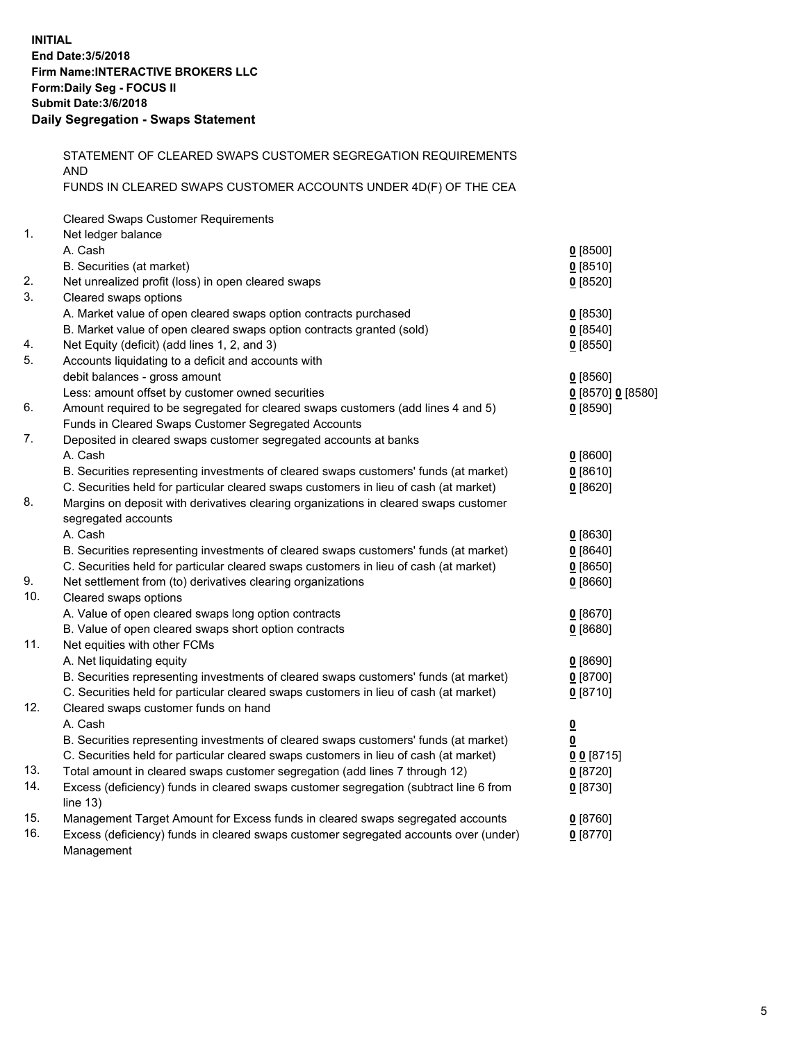**INITIAL**
**End Date:3/5/2018**
**Firm Name:INTERACTIVE BROKERS LLC**
**Form:Daily Seg - FOCUS II**
**Submit Date:3/6/2018**
**Daily Segregation - Swaps Statement**

STATEMENT OF CLEARED SWAPS CUSTOMER SEGREGATION REQUIREMENTS AND FUNDS IN CLEARED SWAPS CUSTOMER ACCOUNTS UNDER 4D(F) OF THE CEA

| | | |
|---|---|---|
| | Cleared Swaps Customer Requirements | |
| 1. | Net ledger balance | |
| | A. Cash | 0 [8500] |
| | B. Securities (at market) | 0 [8510] |
| 2. | Net unrealized profit (loss) in open cleared swaps | 0 [8520] |
| 3. | Cleared swaps options | |
| | A. Market value of open cleared swaps option contracts purchased | 0 [8530] |
| | B. Market value of open cleared swaps option contracts granted (sold) | 0 [8540] |
| 4. | Net Equity (deficit) (add lines 1, 2, and 3) | 0 [8550] |
| 5. | Accounts liquidating to a deficit and accounts with | |
| | debit balances - gross amount | 0 [8560] |
| | Less: amount offset by customer owned securities | 0 [8570] 0 [8580] |
| 6. | Amount required to be segregated for cleared swaps customers (add lines 4 and 5) | 0 [8590] |
| | Funds in Cleared Swaps Customer Segregated Accounts | |
| 7. | Deposited in cleared swaps customer segregated accounts at banks | |
| | A. Cash | 0 [8600] |
| | B. Securities representing investments of cleared swaps customers' funds (at market) | 0 [8610] |
| | C. Securities held for particular cleared swaps customers in lieu of cash (at market) | 0 [8620] |
| 8. | Margins on deposit with derivatives clearing organizations in cleared swaps customer segregated accounts | |
| | A. Cash | 0 [8630] |
| | B. Securities representing investments of cleared swaps customers' funds (at market) | 0 [8640] |
| | C. Securities held for particular cleared swaps customers in lieu of cash (at market) | 0 [8650] |
| 9. | Net settlement from (to) derivatives clearing organizations | 0 [8660] |
| 10. | Cleared swaps options | |
| | A. Value of open cleared swaps long option contracts | 0 [8670] |
| | B. Value of open cleared swaps short option contracts | 0 [8680] |
| 11. | Net equities with other FCMs | |
| | A. Net liquidating equity | 0 [8690] |
| | B. Securities representing investments of cleared swaps customers' funds (at market) | 0 [8700] |
| | C. Securities held for particular cleared swaps customers in lieu of cash (at market) | 0 [8710] |
| 12. | Cleared swaps customer funds on hand | |
| | A. Cash | 0 |
| | B. Securities representing investments of cleared swaps customers' funds (at market) | 0 |
| | C. Securities held for particular cleared swaps customers in lieu of cash (at market) | 0 0 [8715] |
| 13. | Total amount in cleared swaps customer segregation (add lines 7 through 12) | 0 [8720] |
| 14. | Excess (deficiency) funds in cleared swaps customer segregation (subtract line 6 from line 13) | 0 [8730] |
| 15. | Management Target Amount for Excess funds in cleared swaps segregated accounts | 0 [8760] |
| 16. | Excess (deficiency) funds in cleared swaps customer segregated accounts over (under) Management | 0 [8770] |